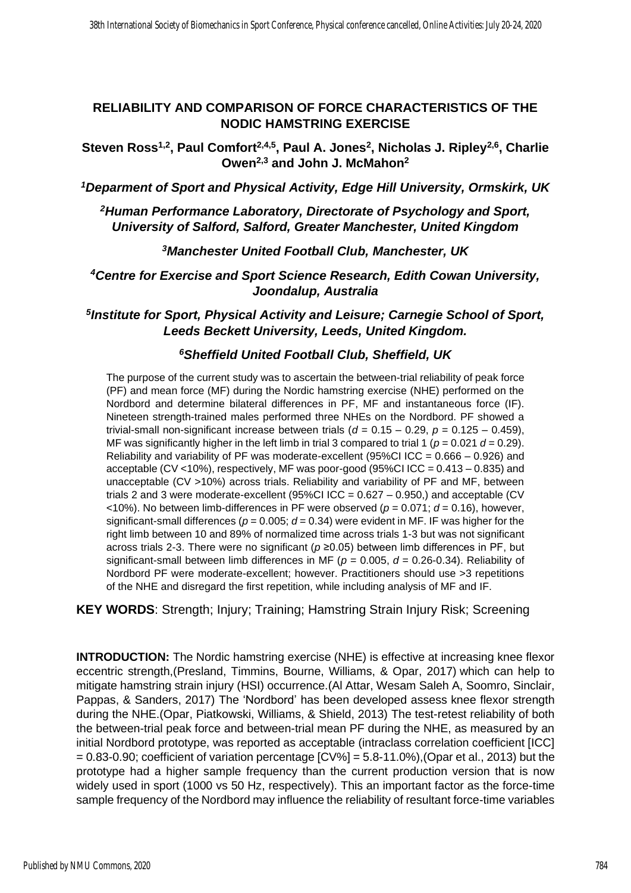# RELIABILITY AND COMPARISON OF FORCE CHARACTERISTICS OF THE NODIC HAMSTRING EXERCISE

**Steven Ross[1,2], Paul Comfort[2,4,5], Paul A. Jones[2], Nicholas J. Ripley[2,6], Charlie Owen[2,3] and John J. McMahon[2]**

***[1]Deparment of Sport and Physical Activity, Edge Hill University, Ormskirk, UK***

***[2]Human Performance Laboratory, Directorate of Psychology and Sport, University of Salford, Salford, Greater Manchester, United Kingdom***

***[3]Manchester United Football Club, Manchester, UK***

***[4]Centre for Exercise and Sport Science Research, Edith Cowan University, Joondalup, Australia***

***[5]Institute for Sport, Physical Activity and Leisure; Carnegie School of Sport, Leeds Beckett University, Leeds, United Kingdom.***

***[6]Sheffield United Football Club, Sheffield, UK***

The purpose of the current study was to ascertain the between-trial reliability of peak force (PF) and mean force (MF) during the Nordic hamstring exercise (NHE) performed on the Nordbord and determine bilateral differences in PF, MF and instantaneous force (IF). Nineteen strength-trained males performed three NHEs on the Nordbord. PF showed a trivial-small non-significant increase between trials ($d$ = 0.15 – 0.29, $p$ = 0.125 – 0.459), MF was significantly higher in the left limb in trial 3 compared to trial 1 ($p$ = 0.021 $d$ = 0.29). Reliability and variability of PF was moderate-excellent (95%CI ICC = 0.666 – 0.926) and acceptable (CV <10%), respectively, MF was poor-good (95%CI ICC = 0.413 – 0.835) and unacceptable (CV >10%) across trials. Reliability and variability of PF and MF, between trials 2 and 3 were moderate-excellent (95%CI ICC = 0.627 – 0.950,) and acceptable (CV <10%). No between limb-differences in PF were observed ($p$ = 0.071; $d$ = 0.16), however, significant-small differences ($p$ = 0.005; $d$ = 0.34) were evident in MF. IF was higher for the right limb between 10 and 89% of normalized time across trials 1-3 but was not significant across trials 2-3. There were no significant ($p$ ≥0.05) between limb differences in PF, but significant-small between limb differences in MF ($p$ = 0.005, $d$ = 0.26-0.34). Reliability of Nordbord PF were moderate-excellent; however. Practitioners should use >3 repetitions of the NHE and disregard the first repetition, while including analysis of MF and IF.

**KEY WORDS**: Strength; Injury; Training; Hamstring Strain Injury Risk; Screening

**INTRODUCTION:** The Nordic hamstring exercise (NHE) is effective at increasing knee flexor eccentric strength,(Presland, Timmins, Bourne, Williams, & Opar, 2017) which can help to mitigate hamstring strain injury (HSI) occurrence.(Al Attar, Wesam Saleh A, Soomro, Sinclair, Pappas, & Sanders, 2017) The 'Nordbord' has been developed assess knee flexor strength during the NHE.(Opar, Piatkowski, Williams, & Shield, 2013) The test-retest reliability of both the between-trial peak force and between-trial mean PF during the NHE, as measured by an initial Nordbord prototype, was reported as acceptable (intraclass correlation coefficient [ICC] = 0.83-0.90; coefficient of variation percentage [CV%] = 5.8-11.0%),(Opar et al., 2013) but the prototype had a higher sample frequency than the current production version that is now widely used in sport (1000 vs 50 Hz, respectively). This an important factor as the force-time sample frequency of the Nordbord may influence the reliability of resultant force-time variables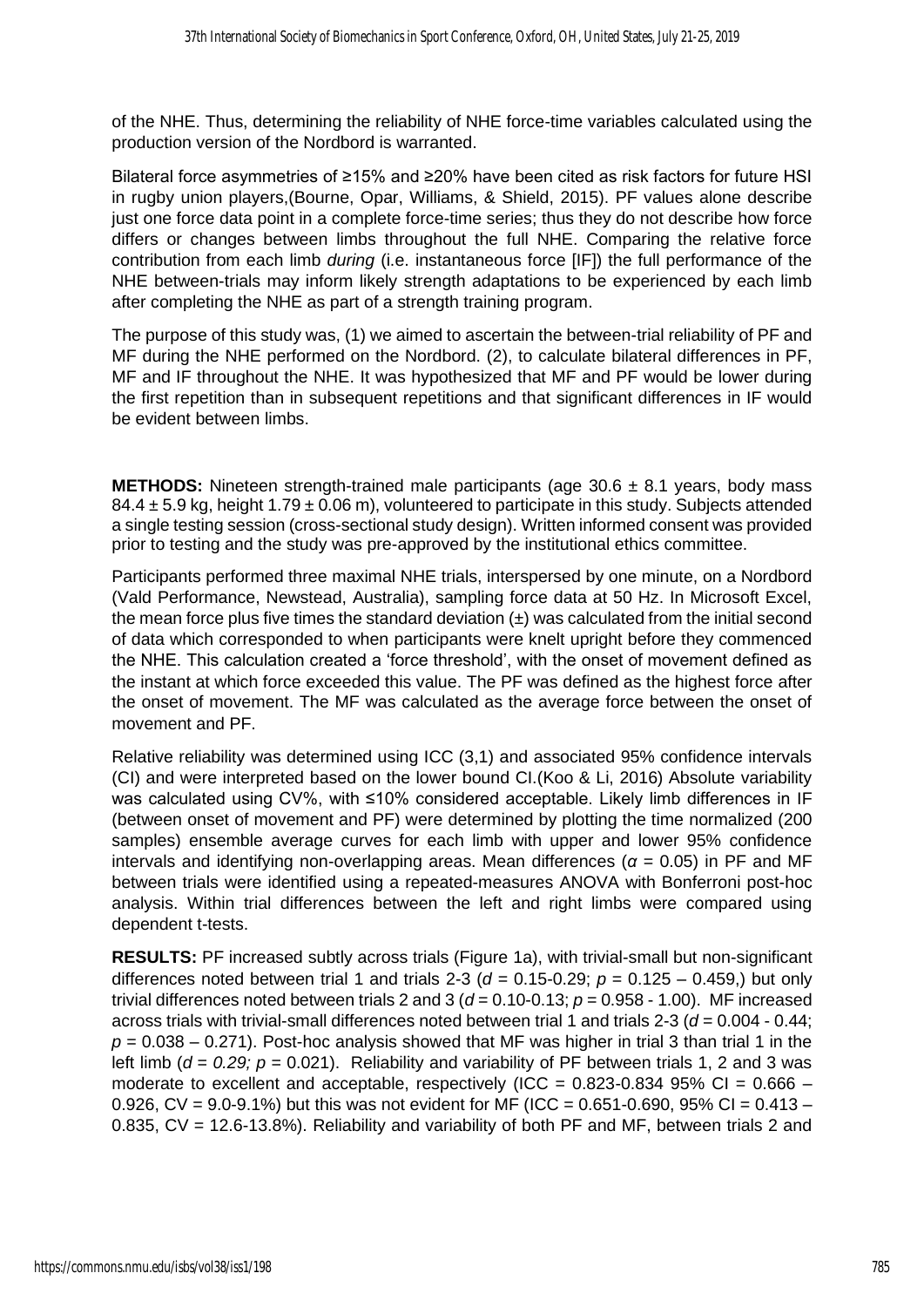of the NHE. Thus, determining the reliability of NHE force-time variables calculated using the production version of the Nordbord is warranted.

Bilateral force asymmetries of ≥15% and ≥20% have been cited as risk factors for future HSI in rugby union players,(Bourne, Opar, Williams, & Shield, 2015). PF values alone describe just one force data point in a complete force-time series; thus they do not describe how force differs or changes between limbs throughout the full NHE. Comparing the relative force contribution from each limb *during* (i.e. instantaneous force [IF]) the full performance of the NHE between-trials may inform likely strength adaptations to be experienced by each limb after completing the NHE as part of a strength training program.

The purpose of this study was, (1) we aimed to ascertain the between-trial reliability of PF and MF during the NHE performed on the Nordbord. (2), to calculate bilateral differences in PF, MF and IF throughout the NHE. It was hypothesized that MF and PF would be lower during the first repetition than in subsequent repetitions and that significant differences in IF would be evident between limbs.

**METHODS:** Nineteen strength-trained male participants (age 30.6 ± 8.1 years, body mass 84.4 ± 5.9 kg, height 1.79 ± 0.06 m), volunteered to participate in this study. Subjects attended a single testing session (cross-sectional study design). Written informed consent was provided prior to testing and the study was pre-approved by the institutional ethics committee.

Participants performed three maximal NHE trials, interspersed by one minute, on a Nordbord (Vald Performance, Newstead, Australia), sampling force data at 50 Hz. In Microsoft Excel, the mean force plus five times the standard deviation (±) was calculated from the initial second of data which corresponded to when participants were knelt upright before they commenced the NHE. This calculation created a 'force threshold', with the onset of movement defined as the instant at which force exceeded this value. The PF was defined as the highest force after the onset of movement. The MF was calculated as the average force between the onset of movement and PF.

Relative reliability was determined using ICC (3,1) and associated 95% confidence intervals (CI) and were interpreted based on the lower bound CI.(Koo & Li, 2016) Absolute variability was calculated using CV%, with ≤10% considered acceptable. Likely limb differences in IF (between onset of movement and PF) were determined by plotting the time normalized (200 samples) ensemble average curves for each limb with upper and lower 95% confidence intervals and identifying non-overlapping areas. Mean differences ($\alpha$ = 0.05) in PF and MF between trials were identified using a repeated-measures ANOVA with Bonferroni post-hoc analysis. Within trial differences between the left and right limbs were compared using dependent t-tests.

**RESULTS:** PF increased subtly across trials (Figure 1a), with trivial-small but non-significant differences noted between trial 1 and trials 2-3 ($d$ = 0.15-0.29; $p$ = 0.125 – 0.459,) but only trivial differences noted between trials 2 and 3 ($d$ = 0.10-0.13; $p$ = 0.958 - 1.00). MF increased across trials with trivial-small differences noted between trial 1 and trials 2-3 ($d$ = 0.004 - 0.44; $p$ = 0.038 – 0.271). Post-hoc analysis showed that MF was higher in trial 3 than trial 1 in the left limb ($d$ = *0.29;* $p$ = 0.021). Reliability and variability of PF between trials 1, 2 and 3 was moderate to excellent and acceptable, respectively (ICC = 0.823-0.834 95% CI = 0.666 – 0.926, CV = 9.0-9.1%) but this was not evident for MF (ICC = 0.651-0.690, 95% CI = 0.413 – 0.835, CV = 12.6-13.8%). Reliability and variability of both PF and MF, between trials 2 and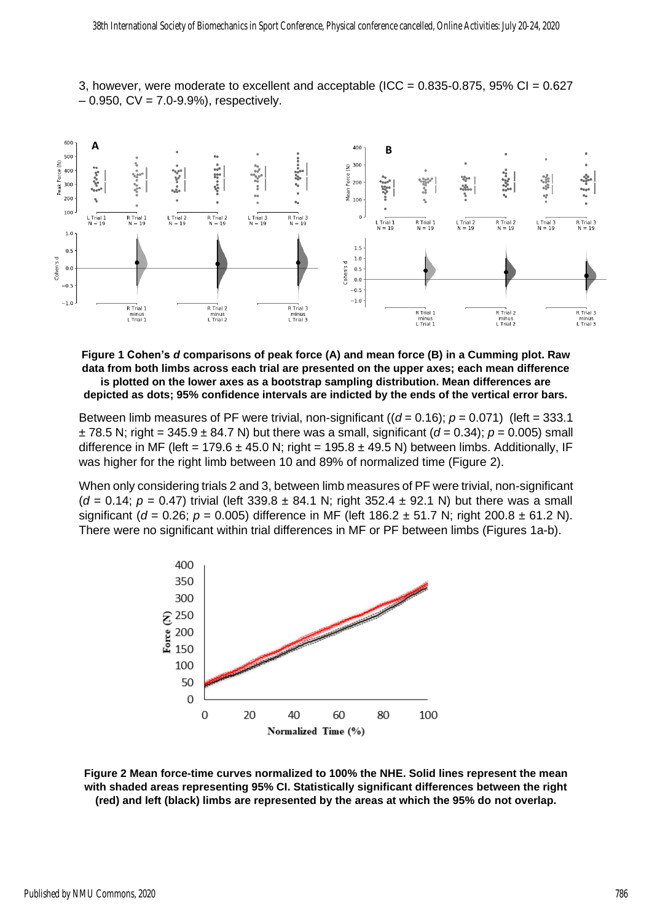3, however, were moderate to excellent and acceptable (ICC = 0.835-0.875, 95% CI = 0.627 – 0.950, CV = 7.0-9.9%), respectively.

**Figure 1 Cohen's *d* comparisons of peak force (A) and mean force (B) in a Cumming plot. Raw data from both limbs across each trial are presented on the upper axes; each mean difference is plotted on the lower axes as a bootstrap sampling distribution. Mean differences are depicted as dots; 95% confidence intervals are indicted by the ends of the vertical error bars.**

Between limb measures of PF were trivial, non-significant (($d$ = 0.16); $p$ = 0.071) (left = 333.1 ± 78.5 N; right = 345.9 ± 84.7 N) but there was a small, significant ($d$ = 0.34); $p$ = 0.005) small difference in MF (left = 179.6 ± 45.0 N; right = 195.8 ± 49.5 N) between limbs. Additionally, IF was higher for the right limb between 10 and 89% of normalized time (Figure 2).

When only considering trials 2 and 3, between limb measures of PF were trivial, non-significant ($d$ = 0.14; $p$ = 0.47) trivial (left 339.8 ± 84.1 N; right 352.4 ± 92.1 N) but there was a small significant ($d$ = 0.26; $p$ = 0.005) difference in MF (left 186.2 ± 51.7 N; right 200.8 ± 61.2 N). There were no significant within trial differences in MF or PF between limbs (Figures 1a-b).

**Figure 2 Mean force-time curves normalized to 100% the NHE. Solid lines represent the mean with shaded areas representing 95% CI. Statistically significant differences between the right (red) and left (black) limbs are represented by the areas at which the 95% do not overlap.**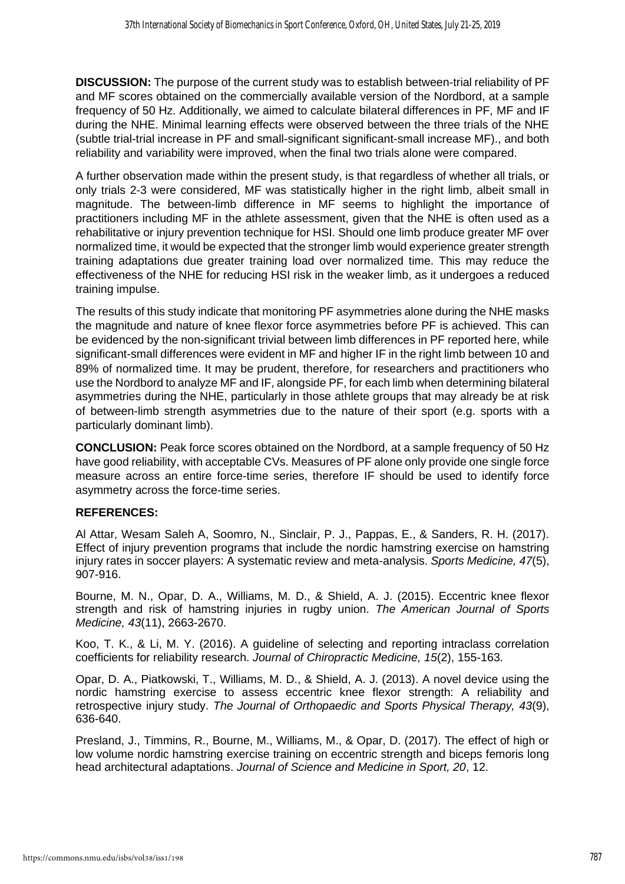**DISCUSSION:** The purpose of the current study was to establish between-trial reliability of PF and MF scores obtained on the commercially available version of the Nordbord, at a sample frequency of 50 Hz. Additionally, we aimed to calculate bilateral differences in PF, MF and IF during the NHE. Minimal learning effects were observed between the three trials of the NHE (subtle trial-trial increase in PF and small-significant significant-small increase MF)., and both reliability and variability were improved, when the final two trials alone were compared.

A further observation made within the present study, is that regardless of whether all trials, or only trials 2-3 were considered, MF was statistically higher in the right limb, albeit small in magnitude. The between-limb difference in MF seems to highlight the importance of practitioners including MF in the athlete assessment, given that the NHE is often used as a rehabilitative or injury prevention technique for HSI. Should one limb produce greater MF over normalized time, it would be expected that the stronger limb would experience greater strength training adaptations due greater training load over normalized time. This may reduce the effectiveness of the NHE for reducing HSI risk in the weaker limb, as it undergoes a reduced training impulse.

The results of this study indicate that monitoring PF asymmetries alone during the NHE masks the magnitude and nature of knee flexor force asymmetries before PF is achieved. This can be evidenced by the non-significant trivial between limb differences in PF reported here, while significant-small differences were evident in MF and higher IF in the right limb between 10 and 89% of normalized time. It may be prudent, therefore, for researchers and practitioners who use the Nordbord to analyze MF and IF, alongside PF, for each limb when determining bilateral asymmetries during the NHE, particularly in those athlete groups that may already be at risk of between-limb strength asymmetries due to the nature of their sport (e.g. sports with a particularly dominant limb).

**CONCLUSION:** Peak force scores obtained on the Nordbord, at a sample frequency of 50 Hz have good reliability, with acceptable CVs. Measures of PF alone only provide one single force measure across an entire force-time series, therefore IF should be used to identify force asymmetry across the force-time series.

**REFERENCES:**

Al Attar, Wesam Saleh A, Soomro, N., Sinclair, P. J., Pappas, E., & Sanders, R. H. (2017). Effect of injury prevention programs that include the nordic hamstring exercise on hamstring injury rates in soccer players: A systematic review and meta-analysis. *Sports Medicine, 47*(5), 907-916.

Bourne, M. N., Opar, D. A., Williams, M. D., & Shield, A. J. (2015). Eccentric knee flexor strength and risk of hamstring injuries in rugby union. *The American Journal of Sports Medicine, 43*(11), 2663-2670.

Koo, T. K., & Li, M. Y. (2016). A guideline of selecting and reporting intraclass correlation coefficients for reliability research. *Journal of Chiropractic Medicine, 15*(2), 155-163.

Opar, D. A., Piatkowski, T., Williams, M. D., & Shield, A. J. (2013). A novel device using the nordic hamstring exercise to assess eccentric knee flexor strength: A reliability and retrospective injury study. *The Journal of Orthopaedic and Sports Physical Therapy, 43*(9), 636-640.

Presland, J., Timmins, R., Bourne, M., Williams, M., & Opar, D. (2017). The effect of high or low volume nordic hamstring exercise training on eccentric strength and biceps femoris long head architectural adaptations. *Journal of Science and Medicine in Sport, 20*, 12.